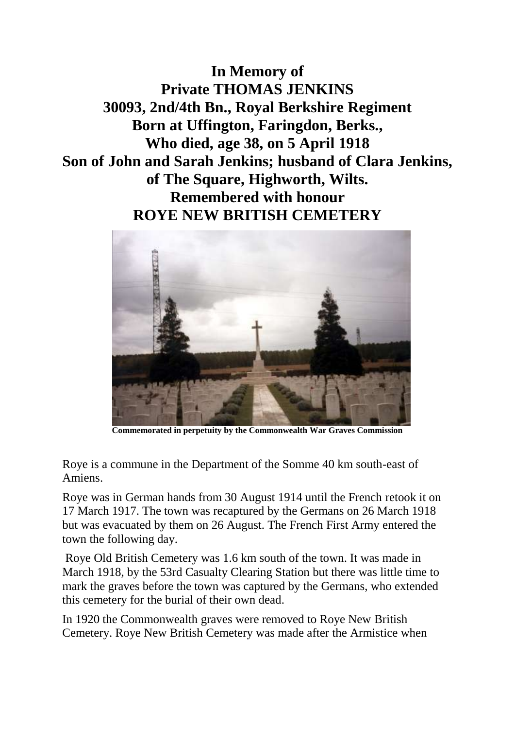**In Memory of**
**Private THOMAS JENKINS**
**30093, 2nd/4th Bn., Royal Berkshire Regiment**
**Born at Uffington, Faringdon, Berks.,**
**Who died, age 38, on 5 April 1918**
**Son of John and Sarah Jenkins; husband of Clara Jenkins, of The Square, Highworth, Wilts.**
**Remembered with honour**
**ROYE NEW BRITISH CEMETERY**

**Commemorated in perpetuity by the Commonwealth War Graves Commission**

Roye is a commune in the Department of the Somme 40 km south-east of Amiens.

Roye was in German hands from 30 August 1914 until the French retook it on 17 March 1917. The town was recaptured by the Germans on 26 March 1918 but was evacuated by them on 26 August. The French First Army entered the town the following day.

Roye Old British Cemetery was 1.6 km south of the town. It was made in March 1918, by the 53rd Casualty Clearing Station but there was little time to mark the graves before the town was captured by the Germans, who extended this cemetery for the burial of their own dead.

In 1920 the Commonwealth graves were removed to Roye New British Cemetery. Roye New British Cemetery was made after the Armistice when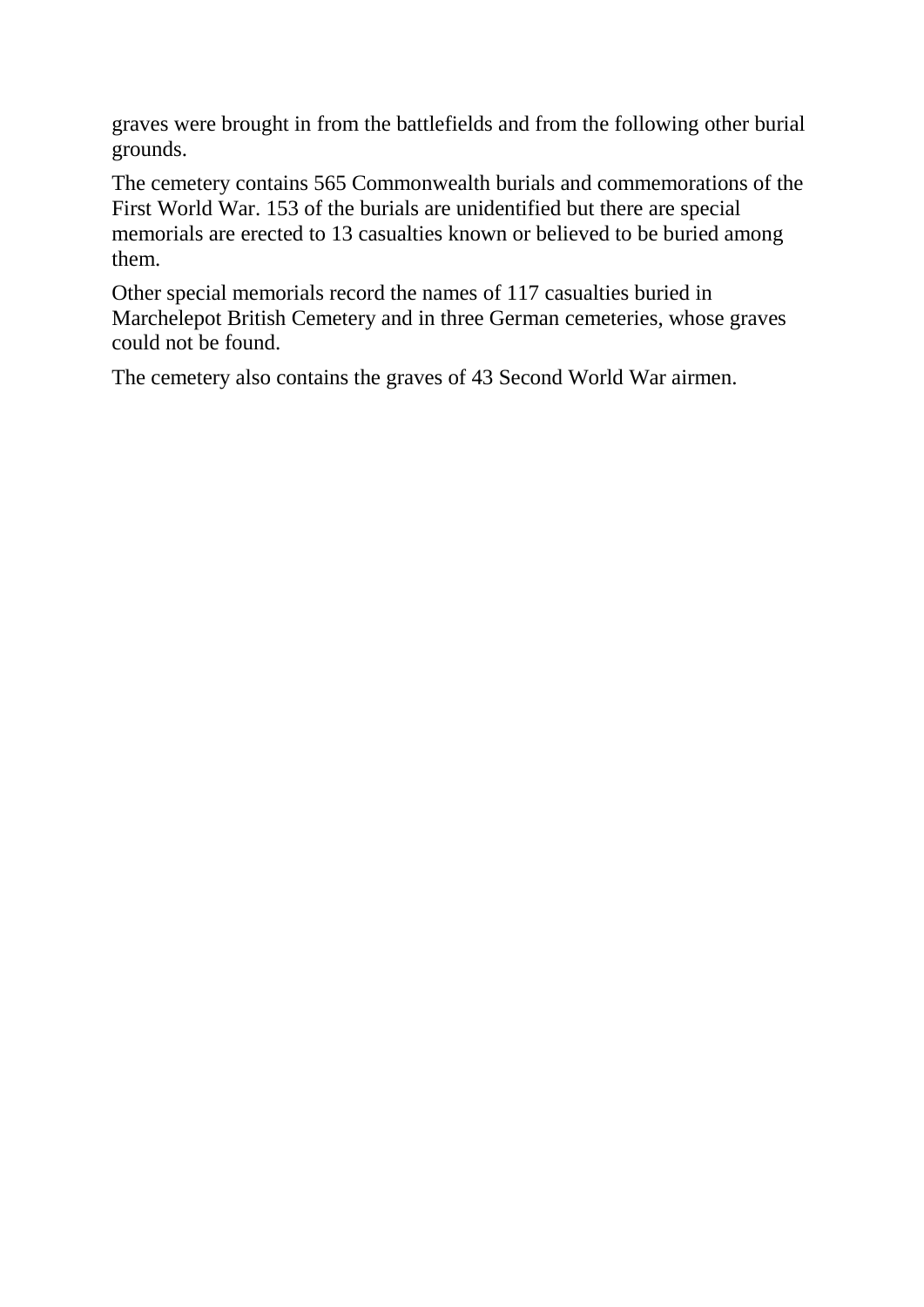graves were brought in from the battlefields and from the following other burial grounds.

The cemetery contains 565 Commonwealth burials and commemorations of the First World War. 153 of the burials are unidentified but there are special memorials are erected to 13 casualties known or believed to be buried among them.

Other special memorials record the names of 117 casualties buried in Marchelepot British Cemetery and in three German cemeteries, whose graves could not be found.

The cemetery also contains the graves of 43 Second World War airmen.